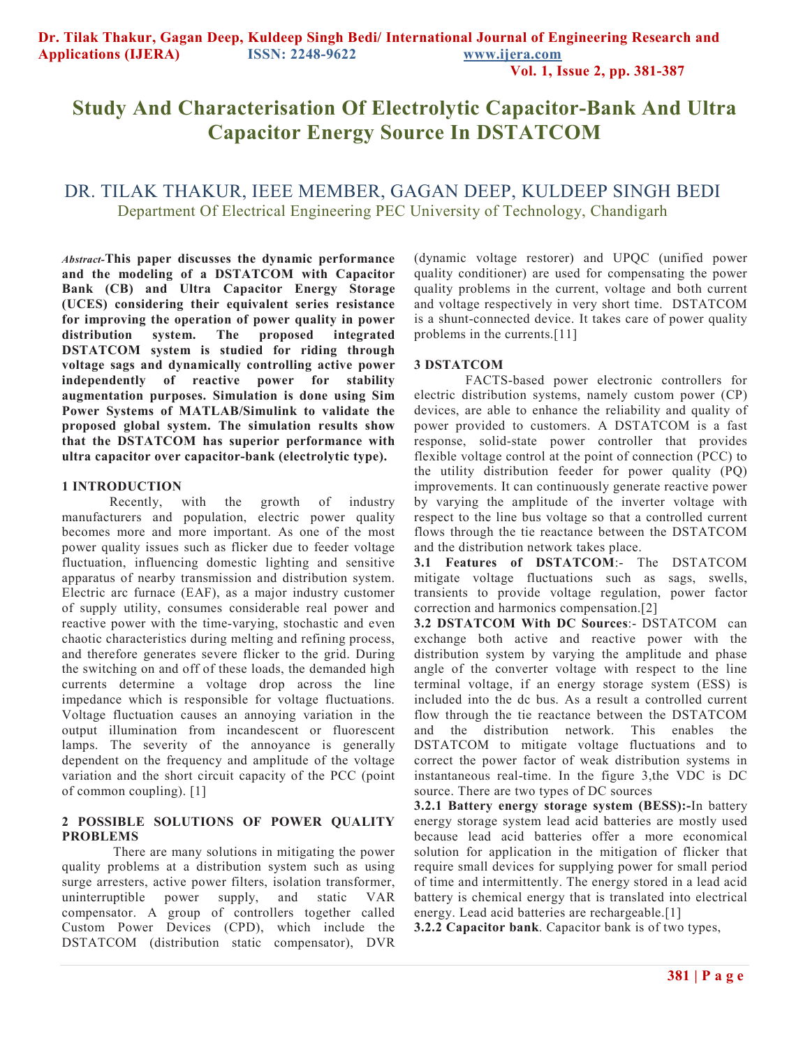# Study And Characterisation Of Electrolytic Capacitor-Bank And Ultra Capacitor Energy Source In DSTATCOM

DR. TILAK THAKUR, IEEE MEMBER, GAGAN DEEP, KULDEEP SINGH BEDI
Department Of Electrical Engineering PEC University of Technology, Chandigarh

***Abstract*-This paper discusses the dynamic performance and the modeling of a DSTATCOM with Capacitor Bank (CB) and Ultra Capacitor Energy Storage (UCES) considering their equivalent series resistance for improving the operation of power quality in power distribution system. The proposed integrated DSTATCOM system is studied for riding through voltage sags and dynamically controlling active power independently of reactive power for stability augmentation purposes. Simulation is done using Sim Power Systems of MATLAB/Simulink to validate the proposed global system. The simulation results show that the DSTATCOM has superior performance with ultra capacitor over capacitor-bank (electrolytic type).**

## 1 INTRODUCTION

Recently, with the growth of industry manufacturers and population, electric power quality becomes more and more important. As one of the most power quality issues such as flicker due to feeder voltage fluctuation, influencing domestic lighting and sensitive apparatus of nearby transmission and distribution system. Electric arc furnace (EAF), as a major industry customer of supply utility, consumes considerable real power and reactive power with the time-varying, stochastic and even chaotic characteristics during melting and refining process, and therefore generates severe flicker to the grid. During the switching on and off of these loads, the demanded high currents determine a voltage drop across the line impedance which is responsible for voltage fluctuations. Voltage fluctuation causes an annoying variation in the output illumination from incandescent or fluorescent lamps. The severity of the annoyance is generally dependent on the frequency and amplitude of the voltage variation and the short circuit capacity of the PCC (point of common coupling). [1]

## 2 POSSIBLE SOLUTIONS OF POWER QUALITY PROBLEMS

There are many solutions in mitigating the power quality problems at a distribution system such as using surge arresters, active power filters, isolation transformer, uninterruptible power supply, and static VAR compensator. A group of controllers together called Custom Power Devices (CPD), which include the DSTATCOM (distribution static compensator), DVR (dynamic voltage restorer) and UPQC (unified power quality conditioner) are used for compensating the power quality problems in the current, voltage and both current and voltage respectively in very short time. DSTATCOM is a shunt-connected device. It takes care of power quality problems in the currents.[11]

## 3 DSTATCOM

FACTS-based power electronic controllers for electric distribution systems, namely custom power (CP) devices, are able to enhance the reliability and quality of power provided to customers. A DSTATCOM is a fast response, solid-state power controller that provides flexible voltage control at the point of connection (PCC) to the utility distribution feeder for power quality (PQ) improvements. It can continuously generate reactive power by varying the amplitude of the inverter voltage with respect to the line bus voltage so that a controlled current flows through the tie reactance between the DSTATCOM and the distribution network takes place.

**3.1 Features of DSTATCOM**:- The DSTATCOM mitigate voltage fluctuations such as sags, swells, transients to provide voltage regulation, power factor correction and harmonics compensation.[2]

**3.2 DSTATCOM With DC Sources**:- DSTATCOM can exchange both active and reactive power with the distribution system by varying the amplitude and phase angle of the converter voltage with respect to the line terminal voltage, if an energy storage system (ESS) is included into the dc bus. As a result a controlled current flow through the tie reactance between the DSTATCOM and the distribution network. This enables the DSTATCOM to mitigate voltage fluctuations and to correct the power factor of weak distribution systems in instantaneous real-time. In the figure 3,the VDC is DC source. There are two types of DC sources

**3.2.1 Battery energy storage system (BESS):-**In battery energy storage system lead acid batteries are mostly used because lead acid batteries offer a more economical solution for application in the mitigation of flicker that require small devices for supplying power for small period of time and intermittently. The energy stored in a lead acid battery is chemical energy that is translated into electrical energy. Lead acid batteries are rechargeable.[1]

**3.2.2 Capacitor bank**. Capacitor bank is of two types,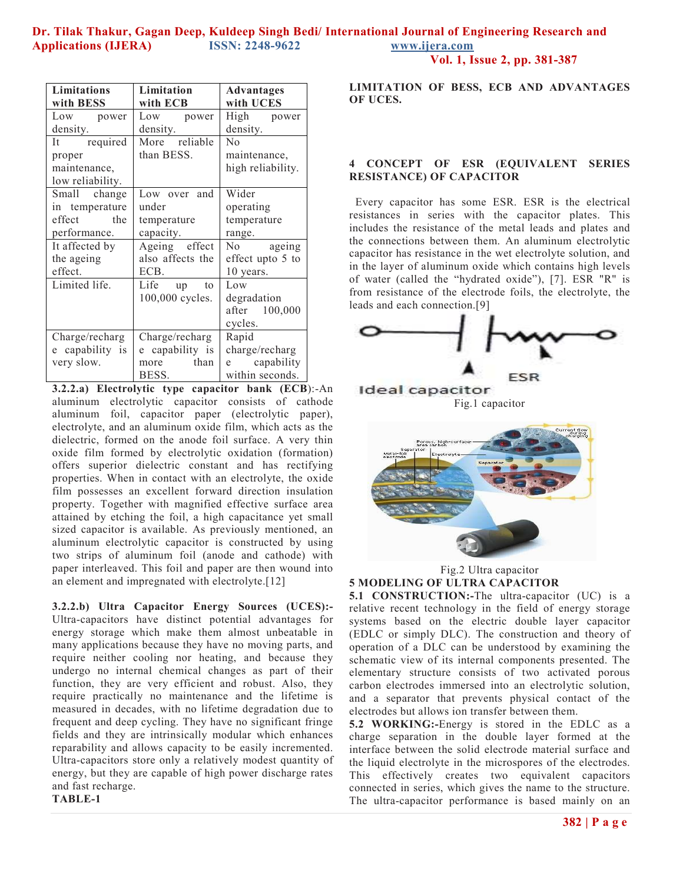| Limitations with BESS | Limitation with ECB | Advantages with UCES |
|---|---|---|
| Low power density. | Low power density. | High power density. |
| It required proper maintenance, low reliability. | More reliable than BESS. | No maintenance, high reliability. |
| Small change in temperature effect the performance. | Low over and under temperature capacity. | Wider operating temperature range. |
| It affected by the ageing effect. | Ageing effect also affects the ECB. | No ageing effect upto 5 to 10 years. |
| Limited life. | Life up to 100,000 cycles. | Low degradation after 100,000 cycles. |
| Charge/recharge capability is very slow. | Charge/recharge capability is more than BESS. | Rapid charge/recharge capability within seconds. |

**3.2.2.a) Electrolytic type capacitor bank (ECB)**:-An aluminum electrolytic capacitor consists of cathode aluminum foil, capacitor paper (electrolytic paper), electrolyte, and an aluminum oxide film, which acts as the dielectric, formed on the anode foil surface. A very thin oxide film formed by electrolytic oxidation (formation) offers superior dielectric constant and has rectifying properties. When in contact with an electrolyte, the oxide film possesses an excellent forward direction insulation property. Together with magnified effective surface area attained by etching the foil, a high capacitance yet small sized capacitor is available. As previously mentioned, an aluminum electrolytic capacitor is constructed by using two strips of aluminum foil (anode and cathode) with paper interleaved. This foil and paper are then wound into an element and impregnated with electrolyte.[12]

**3.2.2.b) Ultra Capacitor Energy Sources (UCES):-** Ultra-capacitors have distinct potential advantages for energy storage which make them almost unbeatable in many applications because they have no moving parts, and require neither cooling nor heating, and because they undergo no internal chemical changes as part of their function, they are very efficient and robust. Also, they require practically no maintenance and the lifetime is measured in decades, with no lifetime degradation due to frequent and deep cycling. They have no significant fringe fields and they are intrinsically modular which enhances reparability and allows capacity to be easily incremented. Ultra-capacitors store only a relatively modest quantity of energy, but they are capable of high power discharge rates and fast recharge.

**TABLE-1**

**LIMITATION OF BESS, ECB AND ADVANTAGES OF UCES.**

## 4 CONCEPT OF ESR (EQUIVALENT SERIES RESISTANCE) OF CAPACITOR

Every capacitor has some ESR. ESR is the electrical resistances in series with the capacitor plates. This includes the resistance of the metal leads and plates and the connections between them. An aluminum electrolytic capacitor has resistance in the wet electrolyte solution, and in the layer of aluminum oxide which contains high levels of water (called the "hydrated oxide"), [7]. ESR "R" is from resistance of the electrode foils, the electrolyte, the leads and each connection.[9]

Fig.1 capacitor

Fig.2 Ultra capacitor

## 5 MODELING OF ULTRA CAPACITOR

**5.1 CONSTRUCTION:-**The ultra-capacitor (UC) is a relative recent technology in the field of energy storage systems based on the electric double layer capacitor (EDLC or simply DLC). The construction and theory of operation of a DLC can be understood by examining the schematic view of its internal components presented. The elementary structure consists of two activated porous carbon electrodes immersed into an electrolytic solution, and a separator that prevents physical contact of the electrodes but allows ion transfer between them.

**5.2 WORKING:-**Energy is stored in the EDLC as a charge separation in the double layer formed at the interface between the solid electrode material surface and the liquid electrolyte in the microspores of the electrodes. This effectively creates two equivalent capacitors connected in series, which gives the name to the structure. The ultra-capacitor performance is based mainly on an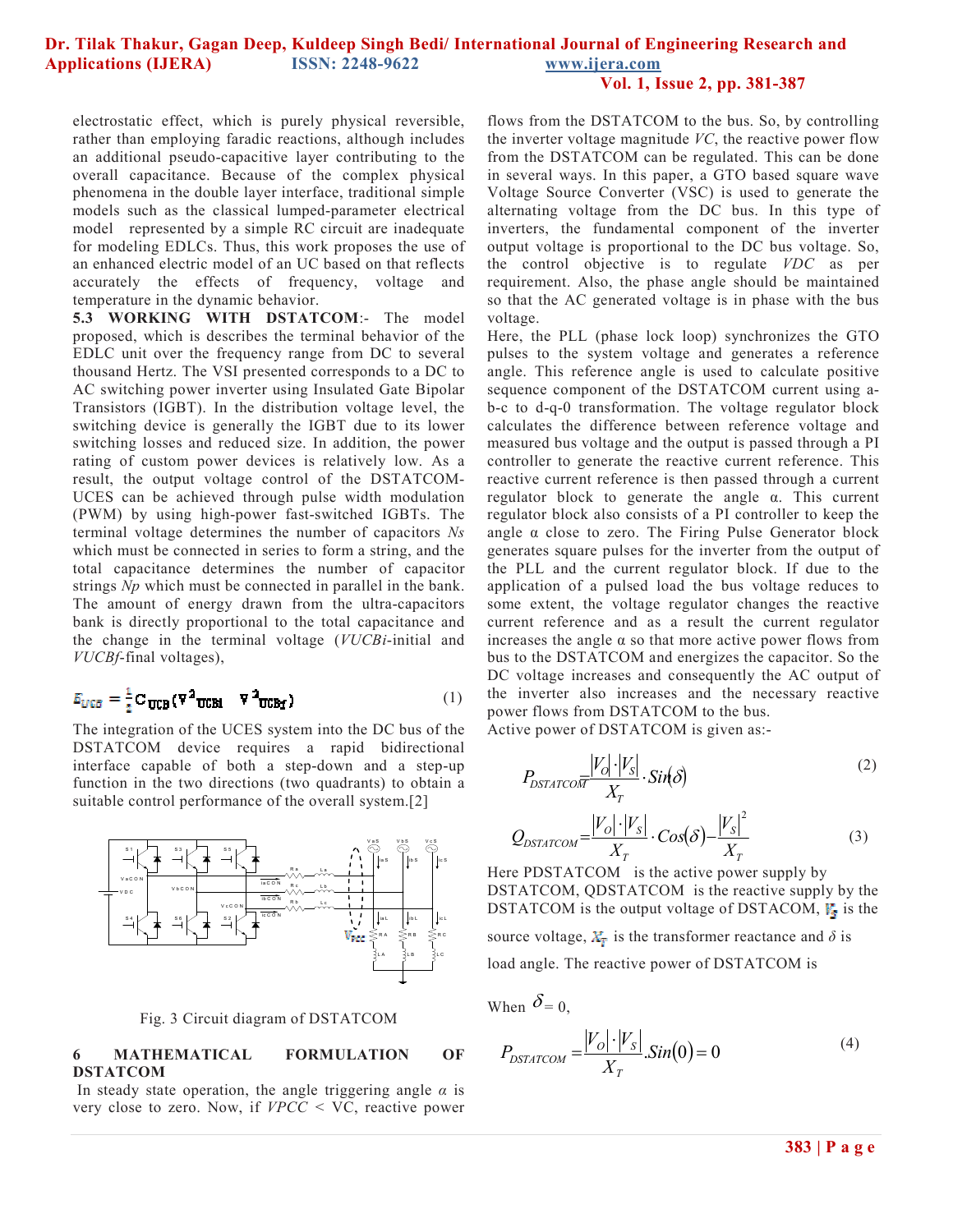electrostatic effect, which is purely physical reversible, rather than employing faradic reactions, although includes an additional pseudo-capacitive layer contributing to the overall capacitance. Because of the complex physical phenomena in the double layer interface, traditional simple models such as the classical lumped-parameter electrical model represented by a simple RC circuit are inadequate for modeling EDLCs. Thus, this work proposes the use of an enhanced electric model of an UC based on that reflects accurately the effects of frequency, voltage and temperature in the dynamic behavior.

**5.3 WORKING WITH DSTATCOM**:- The model proposed, which is describes the terminal behavior of the EDLC unit over the frequency range from DC to several thousand Hertz. The VSI presented corresponds to a DC to AC switching power inverter using Insulated Gate Bipolar Transistors (IGBT). In the distribution voltage level, the switching device is generally the IGBT due to its lower switching losses and reduced size. In addition, the power rating of custom power devices is relatively low. As a result, the output voltage control of the DSTATCOM-UCES can be achieved through pulse width modulation (PWM) by using high-power fast-switched IGBTs. The terminal voltage determines the number of capacitors *Ns* which must be connected in series to form a string, and the total capacitance determines the number of capacitor strings *Np* which must be connected in parallel in the bank. The amount of energy drawn from the ultra-capacitors bank is directly proportional to the total capacitance and the change in the terminal voltage (*VUCBi*-initial and *VUCBf*-final voltages),

$$E_{UCB} = \frac{1}{2} C_{UCB} \left( V^2_{UCBi} \quad V^2_{UCBf} \right) \tag{1}$$

The integration of the UCES system into the DC bus of the DSTATCOM device requires a rapid bidirectional interface capable of both a step-down and a step-up function in the two directions (two quadrants) to obtain a suitable control performance of the overall system.[2]

Fig. 3 Circuit diagram of DSTATCOM

## 6 MATHEMATICAL FORMULATION OF DSTATCOM

In steady state operation, the angle triggering angle $\alpha$ is very close to zero. Now, if $V_{PCC}$ < VC, reactive power flows from the DSTATCOM to the bus. So, by controlling the inverter voltage magnitude *VC*, the reactive power flow from the DSTATCOM can be regulated. This can be done in several ways. In this paper, a GTO based square wave Voltage Source Converter (VSC) is used to generate the alternating voltage from the DC bus. In this type of inverters, the fundamental component of the inverter output voltage is proportional to the DC bus voltage. So, the control objective is to regulate *VDC* as per requirement. Also, the phase angle should be maintained so that the AC generated voltage is in phase with the bus voltage.

Here, the PLL (phase lock loop) synchronizes the GTO pulses to the system voltage and generates a reference angle. This reference angle is used to calculate positive sequence component of the DSTATCOM current using a-b-c to d-q-0 transformation. The voltage regulator block calculates the difference between reference voltage and measured bus voltage and the output is passed through a PI controller to generate the reactive current reference. This reactive current reference is then passed through a current regulator block to generate the angle α. This current regulator block also consists of a PI controller to keep the angle α close to zero. The Firing Pulse Generator block generates square pulses for the inverter from the output of the PLL and the current regulator block. If due to the application of a pulsed load the bus voltage reduces to some extent, the voltage regulator changes the reactive current reference and as a result the current regulator increases the angle α so that more active power flows from bus to the DSTATCOM and energizes the capacitor. So the DC voltage increases and consequently the AC output of the inverter also increases and the necessary reactive power flows from DSTATCOM to the bus.

Active power of DSTATCOM is given as:-

$$P_{DSTATCOM} = \frac{|V_O| \cdot |V_S|}{X_T} \cdot Sin(\delta) \tag{2}$$

$$Q_{DSTATCOM} = \frac{|V_O| \cdot |V_S|}{X_T} \cdot Cos(\delta) - \frac{|V_S|^2}{X_T} \tag{3}$$

Here PDSTATCOM is the active power supply by DSTATCOM, QDSTATCOM is the reactive supply by the DSTATCOM is the output voltage of DSTACOM, $V_s$ is the source voltage, $X_T$ is the transformer reactance and $\delta$ is load angle. The reactive power of DSTATCOM is

When $\delta = 0$,

$$P_{DSTATCOM} = \frac{|V_O| \cdot |V_S|}{X_T} . Sin(0) = 0 \tag{4}$$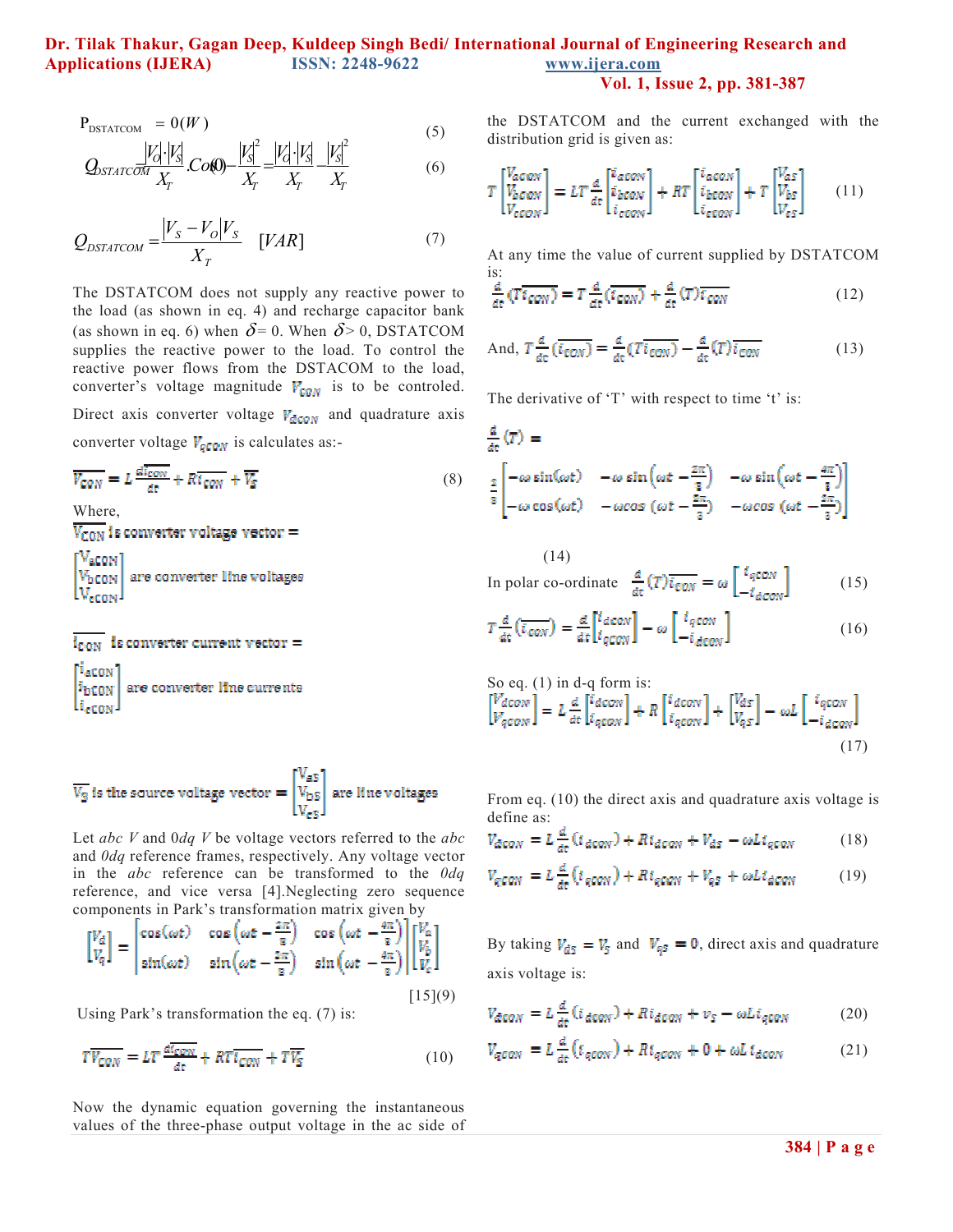$$P_{DSTATCOM} = 0(W) \tag{5}$$

$$Q_{DSTATCOM} = \frac{|V_O| \cdot |V_S|}{X_T} . Cos(0) - \frac{|V_S|^2}{X_T} = \frac{|V_O| \cdot |V_S|}{X_T} - \frac{|V_S|^2}{X_T} \tag{6}$$

$$Q_{DSTATCOM} = \frac{|V_S - V_O| V_S}{X_T} \quad [VAR] \tag{7}$$

The DSTATCOM does not supply any reactive power to the load (as shown in eq. 4) and recharge capacitor bank (as shown in eq. 6) when $\delta = 0$. When $\delta > 0$, DSTATCOM supplies the reactive power to the load. To control the reactive power flows from the DSTACOM to the load, converter's voltage magnitude $V_{CON}$ is to be controled. Direct axis converter voltage $V_{dCON}$ and quadrature axis converter voltage $V_{qCON}$ is calculates as:-

$$\overline{V_{CON}} = L\frac{d\overline{i_{CON}}}{dt} + R\overline{i_{CON}} + \overline{V_S} \tag{8}$$

Where,

$\overline{V_{CON}}$ is converter voltage vector = $\begin{bmatrix} V_{aCON} \\ V_{bCON} \\ V_{cCON} \end{bmatrix}$ are converter line voltages

$\overline{i_{CON}}$ is converter current vector = $\begin{bmatrix} i_{aCON} \\ i_{bCON} \\ i_{cCON} \end{bmatrix}$ are converter line currents

$\overline{V_S}$ is the source voltage vector = $\begin{bmatrix} V_{aS} \\ V_{bS} \\ V_{cS} \end{bmatrix}$ are line voltages

Let *abc* V and 0*dq* V be voltage vectors referred to the *abc* and *0dq* reference frames, respectively. Any voltage vector in the *abc* reference can be transformed to the *0dq* reference, and vice versa [4].Neglecting zero sequence components in Park's transformation matrix given by

$$\begin{bmatrix} V_d \\ V_q \end{bmatrix} = \begin{bmatrix} \cos(\omega t) & \cos\left(\omega t - \frac{2\pi}{3}\right) & \cos\left(\omega t - \frac{4\pi}{3}\right) \\ \sin(\omega t) & \sin\left(\omega t - \frac{2\pi}{3}\right) & \sin\left(\omega t - \frac{4\pi}{3}\right) \end{bmatrix} \begin{bmatrix} V_a \\ V_b \\ V_c \end{bmatrix}$$

[15](9)

Using Park's transformation the eq. (7) is:

$$T\overline{V_{CON}} = LT\frac{d\overline{i_{CON}}}{dt} + RT\overline{i_{CON}} + T\overline{V_S} \tag{10}$$

Now the dynamic equation governing the instantaneous values of the three-phase output voltage in the ac side of the DSTATCOM and the current exchanged with the distribution grid is given as:

$$T\begin{bmatrix} V_{aCON} \\ V_{bCON} \\ V_{cCON} \end{bmatrix} = LT\frac{d}{dt}\begin{bmatrix} i_{aCON} \\ i_{bCON} \\ i_{cCON} \end{bmatrix} + RT\begin{bmatrix} i_{aCON} \\ i_{bCON} \\ i_{cCON} \end{bmatrix} + T\begin{bmatrix} V_{aS} \\ V_{bS} \\ V_{cS} \end{bmatrix} \tag{11}$$

At any time the value of current supplied by DSTATCOM is:

$$\frac{d}{dt}(T\overline{i_{CON}}) = T\frac{d}{dt}(\overline{i_{CON}}) + \frac{d}{dt}(T)\overline{i_{CON}} \tag{12}$$

And, $$T\frac{d}{dt}(\overline{i_{CON}}) = \frac{d}{dt}(T\overline{i_{CON}}) - \frac{d}{dt}(T)\overline{i_{CON}} \tag{13}$$

The derivative of 'T' with respect to time 't' is:

$$\frac{d}{dt}(T) = \frac{2}{3}\begin{bmatrix} -\omega\sin(\omega t) & -\omega\sin\left(\omega t - \frac{2\pi}{3}\right) & -\omega\sin\left(\omega t - \frac{4\pi}{3}\right) \\ -\omega\cos(\omega t) & -\omega\cos\left(\omega t - \frac{2\pi}{3}\right) & -\omega\cos\left(\omega t - \frac{2\pi}{3}\right) \end{bmatrix} \tag{14}$$

In polar co-ordinate $$\frac{d}{dt}(T)\overline{i_{CON}} = \omega\begin{bmatrix} i_{qCON} \\ -i_{dCON} \end{bmatrix} \tag{15}$$

$$T\frac{d}{dt}(\overline{i_{CON}}) = \frac{d}{dt}\begin{bmatrix} i_{dCON} \\ i_{qCON} \end{bmatrix} - \omega\begin{bmatrix} i_{qCON} \\ -i_{dCON} \end{bmatrix} \tag{16}$$

So eq. (1) in d-q form is:

$$\begin{bmatrix} V_{dCON} \\ V_{qCON} \end{bmatrix} = L\frac{d}{dt}\begin{bmatrix} i_{dCON} \\ i_{qCON} \end{bmatrix} + R\begin{bmatrix} i_{dCON} \\ i_{qCON} \end{bmatrix} + \begin{bmatrix} V_{dS} \\ V_{qS} \end{bmatrix} - \omega L\begin{bmatrix} i_{qCON} \\ -i_{dCON} \end{bmatrix} \tag{17}$$

From eq. (10) the direct axis and quadrature axis voltage is define as:

$$V_{dCON} = L\frac{d}{dt}(i_{dCON}) + Ri_{dCON} + V_{dS} - \omega Li_{qCON} \tag{18}$$

$$V_{qCON} = L\frac{d}{dt}(i_{qCON}) + Ri_{qCON} + V_{qS} + \omega Li_{dCON} \tag{19}$$

By taking $V_{dS} = V_S$ and $V_{qS} = 0$, direct axis and quadrature axis voltage is:

$$V_{dCON} = L\frac{d}{dt}(i_{dCON}) + Ri_{dCON} + v_S - \omega Li_{qCON} \tag{20}$$

$$V_{qCON} = L\frac{d}{dt}(i_{qCON}) + Ri_{qCON} + 0 + \omega Li_{dCON} \tag{21}$$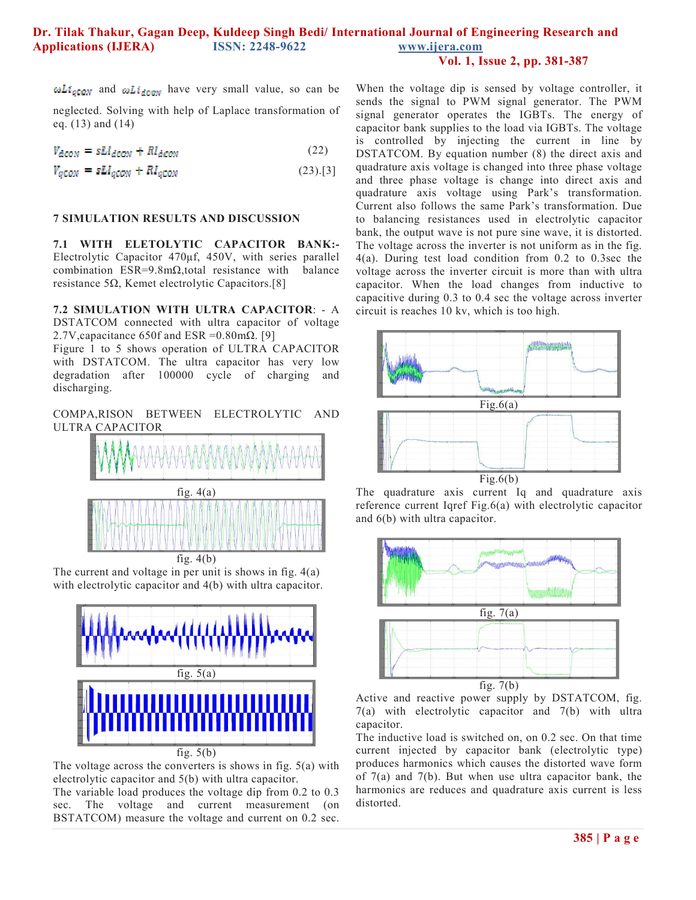$\omega Li_{qCON}$ and $\omega Li_{dCON}$ have very small value, so can be neglected. Solving with help of Laplace transformation of eq. (13) and (14)

$$V_{dCON} = sLI_{dCON} + RI_{dCON} \quad (22)$$

$$V_{qCON} = sLI_{qCON} + RI_{qCON} \quad (23).[3]$$

## 7 SIMULATION RESULTS AND DISCUSSION

**7.1 WITH ELETOLYTIC CAPACITOR BANK:-** Electrolytic Capacitor 470µf, 450V, with series parallel combination ESR=9.8mΩ,total resistance with balance resistance 5Ω, Kemet electrolytic Capacitors.[8]

**7.2 SIMULATION WITH ULTRA CAPACITOR**: - A DSTATCOM connected with ultra capacitor of voltage 2.7V,capacitance 650f and ESR =0.80mΩ. [9]

Figure 1 to 5 shows operation of ULTRA CAPACITOR with DSTATCOM. The ultra capacitor has very low degradation after 100000 cycle of charging and discharging.

COMPA,RISON BETWEEN ELECTROLYTIC AND ULTRA CAPACITOR

fig. 4(a)

fig. 4(b)

The current and voltage in per unit is shows in fig. 4(a) with electrolytic capacitor and 4(b) with ultra capacitor.

fig. 5(a)

fig. 5(b)

The voltage across the converters is shows in fig. 5(a) with electrolytic capacitor and 5(b) with ultra capacitor.

The variable load produces the voltage dip from 0.2 to 0.3 sec. The voltage and current measurement (on BSTATCOM) measure the voltage and current on 0.2 sec. When the voltage dip is sensed by voltage controller, it sends the signal to PWM signal generator. The PWM signal generator operates the IGBTs. The energy of capacitor bank supplies to the load via IGBTs. The voltage is controlled by injecting the current in line by DSTATCOM. By equation number (8) the direct axis and quadrature axis voltage is changed into three phase voltage and three phase voltage is change into direct axis and quadrature axis voltage using Park's transformation. Current also follows the same Park's transformation. Due to balancing resistances used in electrolytic capacitor bank, the output wave is not pure sine wave, it is distorted. The voltage across the inverter is not uniform as in the fig. 4(a). During test load condition from 0.2 to 0.3sec the voltage across the inverter circuit is more than with ultra capacitor. When the load changes from inductive to capacitive during 0.3 to 0.4 sec the voltage across inverter circuit is reaches 10 kv, which is too high.

Fig.6(a)

Fig.6(b)

The quadrature axis current Iq and quadrature axis reference current Iqref Fig.6(a) with electrolytic capacitor and 6(b) with ultra capacitor.

fig. 7(a)

fig. 7(b)

Active and reactive power supply by DSTATCOM, fig. 7(a) with electrolytic capacitor and 7(b) with ultra capacitor.

The inductive load is switched on, on 0.2 sec. On that time current injected by capacitor bank (electrolytic type) produces harmonics which causes the distorted wave form of 7(a) and 7(b). But when use ultra capacitor bank, the harmonics are reduces and quadrature axis current is less distorted.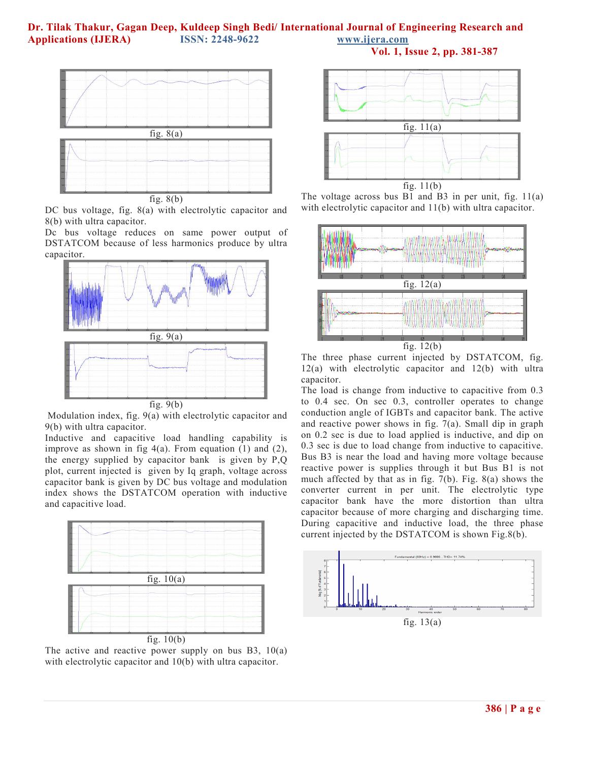fig. 8(a)

fig. 8(b)

DC bus voltage, fig. 8(a) with electrolytic capacitor and 8(b) with ultra capacitor.

Dc bus voltage reduces on same power output of DSTATCOM because of less harmonics produce by ultra capacitor.

fig. 9(a)

fig. 9(b)

Modulation index, fig. 9(a) with electrolytic capacitor and 9(b) with ultra capacitor.

Inductive and capacitive load handling capability is improve as shown in fig 4(a). From equation (1) and (2), the energy supplied by capacitor bank is given by P,Q plot, current injected is given by Iq graph, voltage across capacitor bank is given by DC bus voltage and modulation index shows the DSTATCOM operation with inductive and capacitive load.

fig. 10(a)

fig. 10(b)

The active and reactive power supply on bus B3, 10(a) with electrolytic capacitor and 10(b) with ultra capacitor.

fig. 11(a)

fig. 11(b)

The voltage across bus B1 and B3 in per unit, fig. 11(a) with electrolytic capacitor and 11(b) with ultra capacitor.

fig. 12(a)

fig. 12(b)

The three phase current injected by DSTATCOM, fig. 12(a) with electrolytic capacitor and 12(b) with ultra capacitor.

The load is change from inductive to capacitive from 0.3 to 0.4 sec. On sec 0.3, controller operates to change conduction angle of IGBTs and capacitor bank. The active and reactive power shows in fig. 7(a). Small dip in graph on 0.2 sec is due to load applied is inductive, and dip on 0.3 sec is due to load change from inductive to capacitive. Bus B3 is near the load and having more voltage because reactive power is supplies through it but Bus B1 is not much affected by that as in fig. 7(b). Fig. 8(a) shows the converter current in per unit. The electrolytic type capacitor bank have the more distortion than ultra capacitor because of more charging and discharging time. During capacitive and inductive load, the three phase current injected by the DSTATCOM is shown Fig.8(b).

fig. 13(a)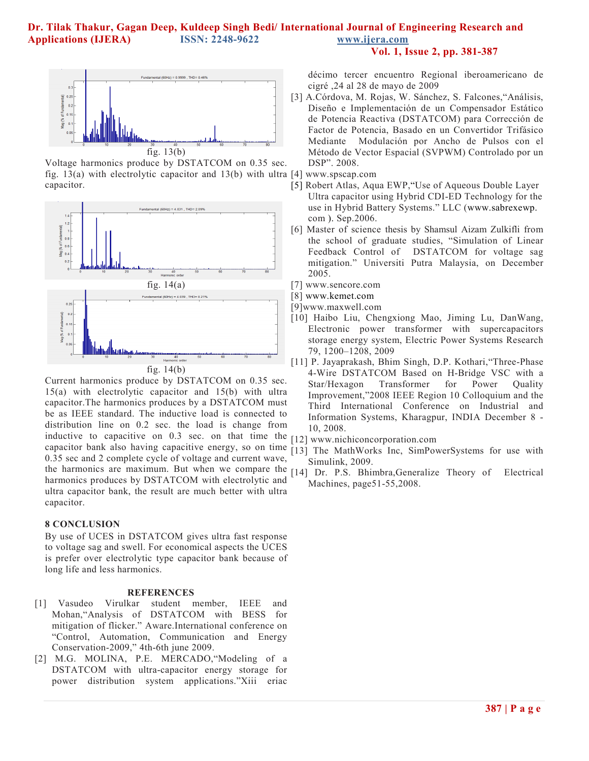Fundamental (60Hz) = 0.9999 , THD= 0.46%

Mag (% of Fundamental)

fig. 13(b)

Voltage harmonics produce by DSTATCOM on 0.35 sec. fig. 13(a) with electrolytic capacitor and 13(b) with ultra capacitor.

Fundamental (60Hz) = 4.031 , THD= 2.09%

Mag (% of Fundamental)

Harmonic order

fig. 14(a)

Fundamental (60Hz) = 4.039 , THD= 0.21%

Mag (% of Fundamental)

Harmonic order

fig. 14(b)

Current harmonics produce by DSTATCOM on 0.35 sec. 15(a) with electrolytic capacitor and 15(b) with ultra capacitor.The harmonics produces by a DSTATCOM must be as IEEE standard. The inductive load is connected to distribution line on 0.2 sec. the load is change from inductive to capacitive on 0.3 sec. on that time the capacitor bank also having capacitive energy, so on time 0.35 sec and 2 complete cycle of voltage and current wave, the harmonics are maximum. But when we compare the harmonics produces by DSTATCOM with electrolytic and ultra capacitor bank, the result are much better with ultra capacitor.

## 8 CONCLUSION

By use of UCES in DSTATCOM gives ultra fast response to voltage sag and swell. For economical aspects the UCES is prefer over electrolytic type capacitor bank because of long life and less harmonics.

## REFERENCES

[1] Vasudeo Virulkar student member, IEEE and Mohan,"Analysis of DSTATCOM with BESS for mitigation of flicker." Aware.International conference on "Control, Automation, Communication and Energy Conservation-2009," 4th-6th june 2009.

[2] M.G. MOLINA, P.E. MERCADO,"Modeling of a DSTATCOM with ultra-capacitor energy storage for power distribution system applications."Xiii eriac décimo tercer encuentro Regional iberoamericano de cigré ,24 al 28 de mayo de 2009

[3] A.Córdova, M. Rojas, W. Sánchez, S. Falcones,"Análisis, Diseño e Implementación de un Compensador Estático de Potencia Reactiva (DSTATCOM) para Corrección de Factor de Potencia, Basado en un Convertidor Trifásico Mediante Modulación por Ancho de Pulsos con el Método de Vector Espacial (SVPWM) Controlado por un DSP". 2008.

[4] www.spscap.com

[5] Robert Atlas, Aqua EWP,"Use of Aqueous Double Layer Ultra capacitor using Hybrid CDI-ED Technology for the use in Hybrid Battery Systems." LLC (www.sabrexewp. com ). Sep.2006.

[6] Master of science thesis by Shamsul Aizam Zulkifli from the school of graduate studies, "Simulation of Linear Feedback Control of DSTATCOM for voltage sag mitigation." Universiti Putra Malaysia, on December 2005.

[7] www.sencore.com

[8] www.kemet.com

[9]www.maxwell.com

[10] Haibo Liu, Chengxiong Mao, Jiming Lu, DanWang, Electronic power transformer with supercapacitors storage energy system, Electric Power Systems Research 79, 1200–1208, 2009

[11] P. Jayaprakash, Bhim Singh, D.P. Kothari,"Three-Phase 4-Wire DSTATCOM Based on H-Bridge VSC with a Star/Hexagon Transformer for Power Quality Improvement,"2008 IEEE Region 10 Colloquium and the Third International Conference on Industrial and Information Systems, Kharagpur, INDIA December 8 - 10, 2008.

[12] www.nichiconcorporation.com

[13] The MathWorks Inc, SimPowerSystems for use with Simulink, 2009.

[14] Dr. P.S. Bhimbra,Generalize Theory of Electrical Machines, page51-55,2008.